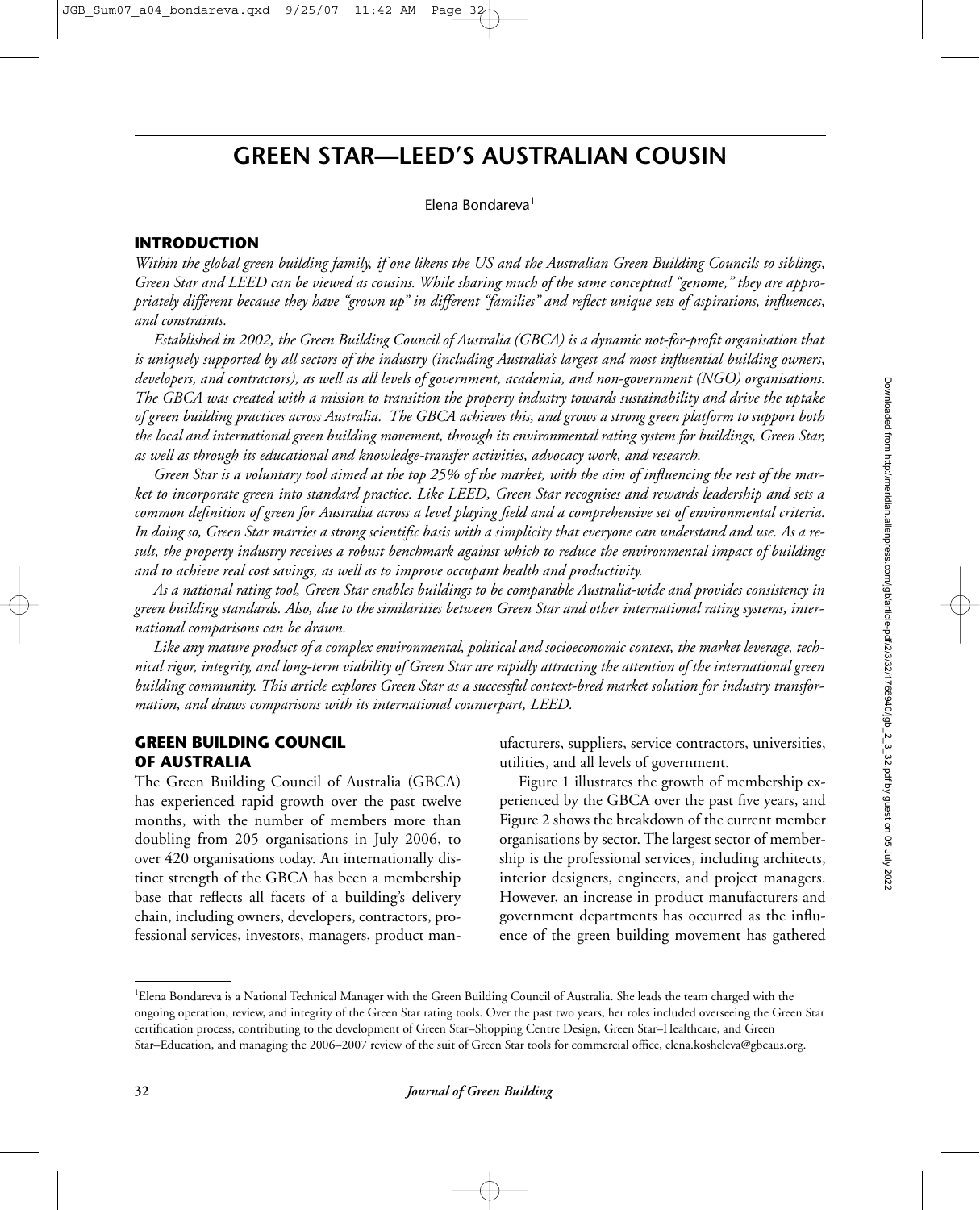# GREEN STAR—LEED'S AUSTRALIAN COUSIN

Elena Bondareva[1]

## INTRODUCTION

*Within the global green building family, if one likens the US and the Australian Green Building Councils to siblings, Green Star and LEED can be viewed as cousins. While sharing much of the same conceptual "genome," they are appropriately different because they have "grown up" in different "families" and reflect unique sets of aspirations, influences, and constraints.*

*Established in 2002, the Green Building Council of Australia (GBCA) is a dynamic not-for-profit organisation that is uniquely supported by all sectors of the industry (including Australia's largest and most influential building owners, developers, and contractors), as well as all levels of government, academia, and non-government (NGO) organisations. The GBCA was created with a mission to transition the property industry towards sustainability and drive the uptake of green building practices across Australia. The GBCA achieves this, and grows a strong green platform to support both the local and international green building movement, through its environmental rating system for buildings, Green Star, as well as through its educational and knowledge-transfer activities, advocacy work, and research.*

*Green Star is a voluntary tool aimed at the top 25% of the market, with the aim of influencing the rest of the market to incorporate green into standard practice. Like LEED, Green Star recognises and rewards leadership and sets a common definition of green for Australia across a level playing field and a comprehensive set of environmental criteria. In doing so, Green Star marries a strong scientific basis with a simplicity that everyone can understand and use. As a result, the property industry receives a robust benchmark against which to reduce the environmental impact of buildings and to achieve real cost savings, as well as to improve occupant health and productivity.*

*As a national rating tool, Green Star enables buildings to be comparable Australia-wide and provides consistency in green building standards. Also, due to the similarities between Green Star and other international rating systems, international comparisons can be drawn.*

*Like any mature product of a complex environmental, political and socioeconomic context, the market leverage, technical rigor, integrity, and long-term viability of Green Star are rapidly attracting the attention of the international green building community. This article explores Green Star as a successful context-bred market solution for industry transformation, and draws comparisons with its international counterpart, LEED.*

## GREEN BUILDING COUNCIL OF AUSTRALIA

The Green Building Council of Australia (GBCA) has experienced rapid growth over the past twelve months, with the number of members more than doubling from 205 organisations in July 2006, to over 420 organisations today. An internationally distinct strength of the GBCA has been a membership base that reflects all facets of a building's delivery chain, including owners, developers, contractors, professional services, investors, managers, product manufacturers, suppliers, service contractors, universities, utilities, and all levels of government.

Figure 1 illustrates the growth of membership experienced by the GBCA over the past five years, and Figure 2 shows the breakdown of the current member organisations by sector. The largest sector of membership is the professional services, including architects, interior designers, engineers, and project managers. However, an increase in product manufacturers and government departments has occurred as the influence of the green building movement has gathered

---

[1] Elena Bondareva is a National Technical Manager with the Green Building Council of Australia. She leads the team charged with the ongoing operation, review, and integrity of the Green Star rating tools. Over the past two years, her roles included overseeing the Green Star certification process, contributing to the development of Green Star–Shopping Centre Design, Green Star–Healthcare, and Green Star–Education, and managing the 2006–2007 review of the suit of Green Star tools for commercial office, elena.kosheleva@gbcaus.org.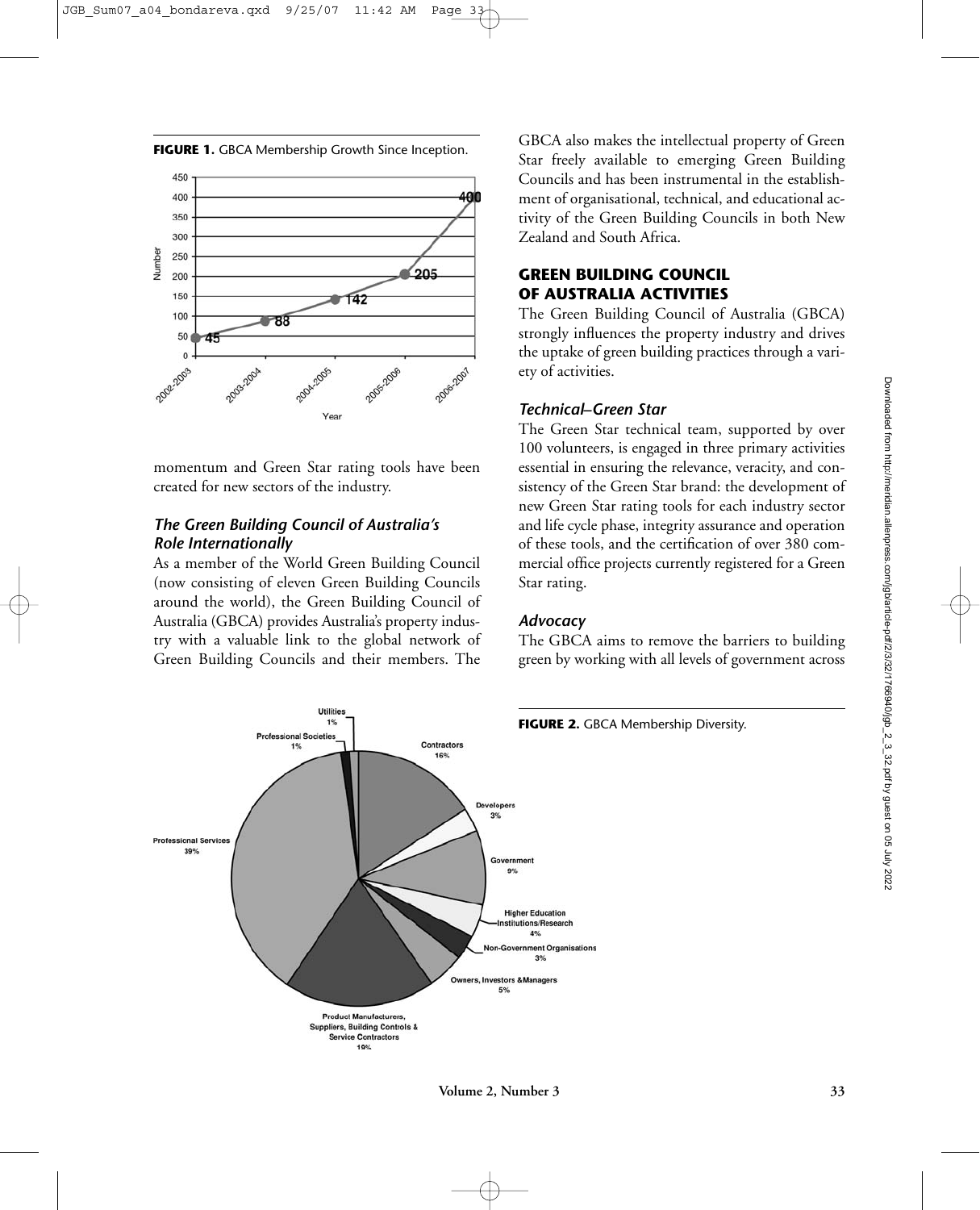**FIGURE 1.** GBCA Membership Growth Since Inception.

momentum and Green Star rating tools have been created for new sectors of the industry.

### *The Green Building Council of Australia's Role Internationally*

As a member of the World Green Building Council (now consisting of eleven Green Building Councils around the world), the Green Building Council of Australia (GBCA) provides Australia's property industry with a valuable link to the global network of Green Building Councils and their members. The GBCA also makes the intellectual property of Green Star freely available to emerging Green Building Councils and has been instrumental in the establishment of organisational, technical, and educational activity of the Green Building Councils in both New Zealand and South Africa.

## GREEN BUILDING COUNCIL OF AUSTRALIA ACTIVITIES

The Green Building Council of Australia (GBCA) strongly influences the property industry and drives the uptake of green building practices through a variety of activities.

### *Technical–Green Star*

The Green Star technical team, supported by over 100 volunteers, is engaged in three primary activities essential in ensuring the relevance, veracity, and consistency of the Green Star brand: the development of new Green Star rating tools for each industry sector and life cycle phase, integrity assurance and operation of these tools, and the certification of over 380 commercial office projects currently registered for a Green Star rating.

### *Advocacy*

The GBCA aims to remove the barriers to building green by working with all levels of government across

**FIGURE 2.** GBCA Membership Diversity.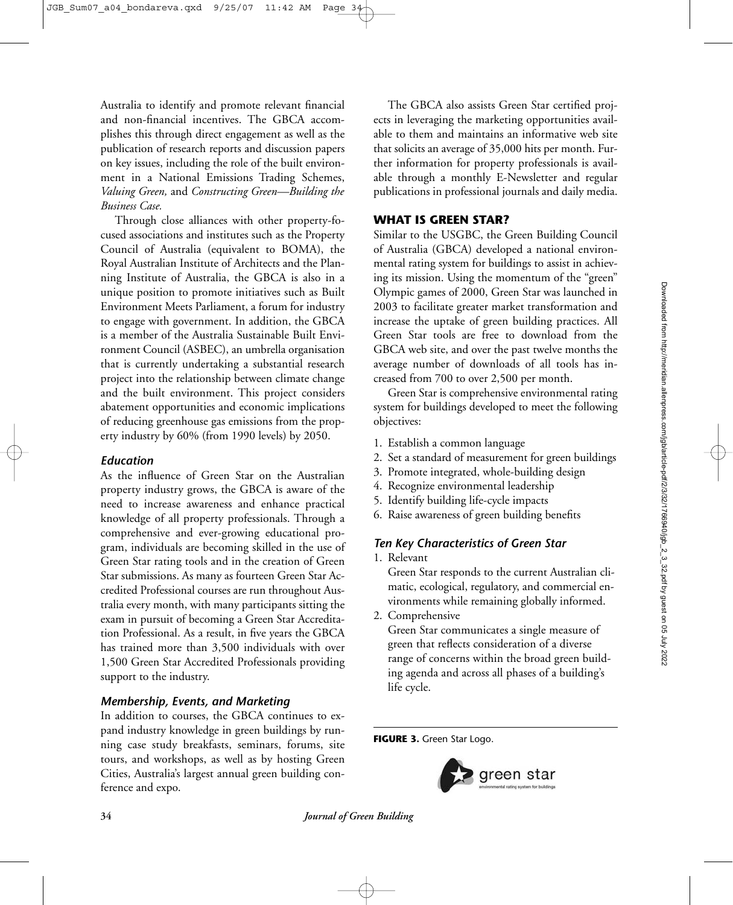Australia to identify and promote relevant financial and non-financial incentives. The GBCA accomplishes this through direct engagement as well as the publication of research reports and discussion papers on key issues, including the role of the built environment in a National Emissions Trading Schemes, *Valuing Green,* and *Constructing Green—Building the Business Case.*

Through close alliances with other property-focused associations and institutes such as the Property Council of Australia (equivalent to BOMA), the Royal Australian Institute of Architects and the Planning Institute of Australia, the GBCA is also in a unique position to promote initiatives such as Built Environment Meets Parliament, a forum for industry to engage with government. In addition, the GBCA is a member of the Australia Sustainable Built Environment Council (ASBEC), an umbrella organisation that is currently undertaking a substantial research project into the relationship between climate change and the built environment. This project considers abatement opportunities and economic implications of reducing greenhouse gas emissions from the property industry by 60% (from 1990 levels) by 2050.

### *Education*

As the influence of Green Star on the Australian property industry grows, the GBCA is aware of the need to increase awareness and enhance practical knowledge of all property professionals. Through a comprehensive and ever-growing educational program, individuals are becoming skilled in the use of Green Star rating tools and in the creation of Green Star submissions. As many as fourteen Green Star Accredited Professional courses are run throughout Australia every month, with many participants sitting the exam in pursuit of becoming a Green Star Accreditation Professional. As a result, in five years the GBCA has trained more than 3,500 individuals with over 1,500 Green Star Accredited Professionals providing support to the industry.

### *Membership, Events, and Marketing*

In addition to courses, the GBCA continues to expand industry knowledge in green buildings by running case study breakfasts, seminars, forums, site tours, and workshops, as well as by hosting Green Cities, Australia's largest annual green building conference and expo.

The GBCA also assists Green Star certified projects in leveraging the marketing opportunities available to them and maintains an informative web site that solicits an average of 35,000 hits per month. Further information for property professionals is available through a monthly E-Newsletter and regular publications in professional journals and daily media.

## WHAT IS GREEN STAR?

Similar to the USGBC, the Green Building Council of Australia (GBCA) developed a national environmental rating system for buildings to assist in achieving its mission. Using the momentum of the "green" Olympic games of 2000, Green Star was launched in 2003 to facilitate greater market transformation and increase the uptake of green building practices. All Green Star tools are free to download from the GBCA web site, and over the past twelve months the average number of downloads of all tools has increased from 700 to over 2,500 per month.

Green Star is comprehensive environmental rating system for buildings developed to meet the following objectives:

1. Establish a common language
2. Set a standard of measurement for green buildings
3. Promote integrated, whole-building design
4. Recognize environmental leadership
5. Identify building life-cycle impacts
6. Raise awareness of green building benefits

### *Ten Key Characteristics of Green Star*

1. Relevant
   Green Star responds to the current Australian climatic, ecological, regulatory, and commercial environments while remaining globally informed.
2. Comprehensive
   Green Star communicates a single measure of green that reflects consideration of a diverse range of concerns within the broad green building agenda and across all phases of a building's life cycle.

**FIGURE 3.** Green Star Logo.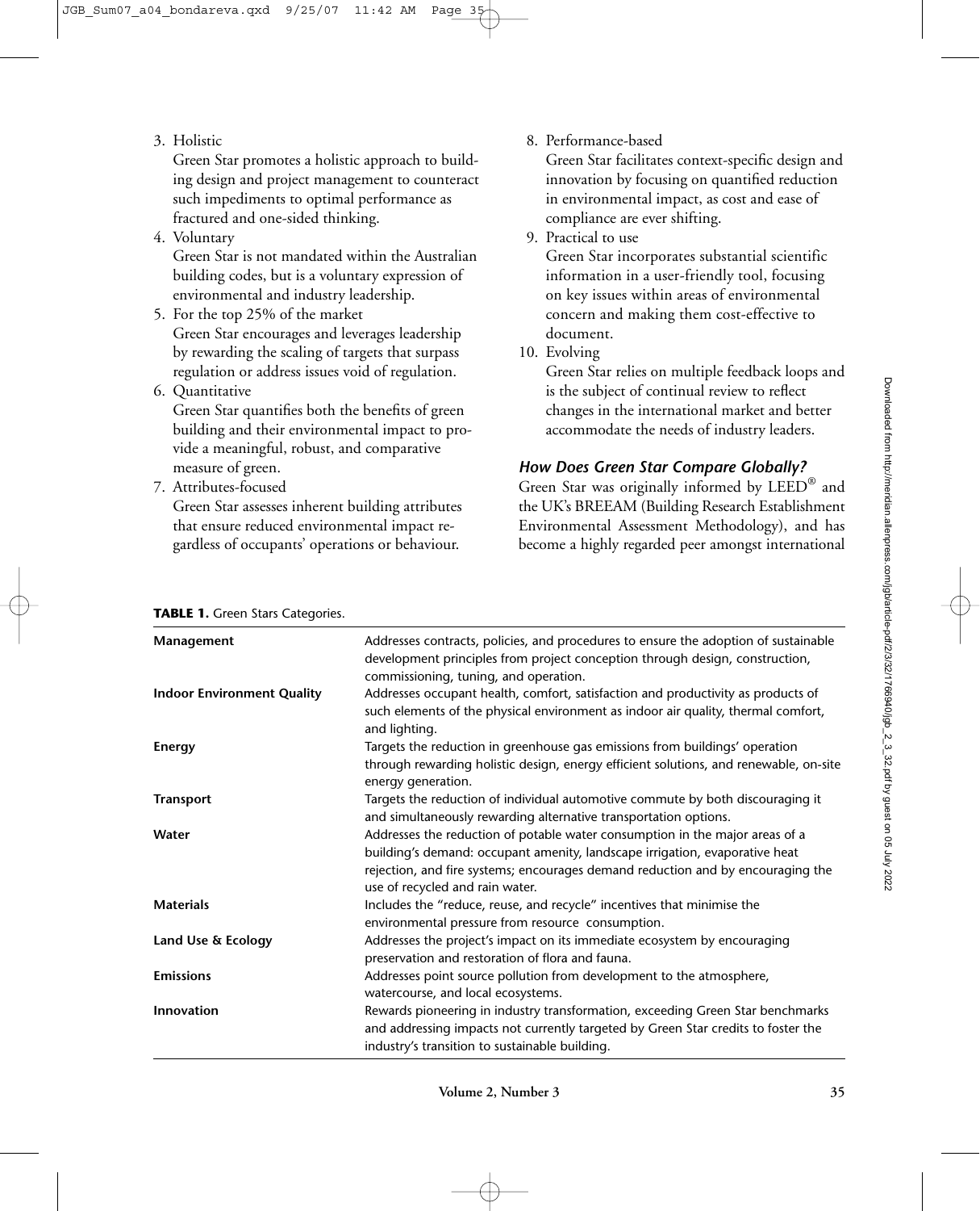3. Holistic
   Green Star promotes a holistic approach to building design and project management to counteract such impediments to optimal performance as fractured and one-sided thinking.
4. Voluntary
   Green Star is not mandated within the Australian building codes, but is a voluntary expression of environmental and industry leadership.
5. For the top 25% of the market
   Green Star encourages and leverages leadership by rewarding the scaling of targets that surpass regulation or address issues void of regulation.
6. Quantitative
   Green Star quantifies both the benefits of green building and their environmental impact to provide a meaningful, robust, and comparative measure of green.
7. Attributes-focused
   Green Star assesses inherent building attributes that ensure reduced environmental impact regardless of occupants' operations or behaviour.
8. Performance-based
   Green Star facilitates context-specific design and innovation by focusing on quantified reduction in environmental impact, as cost and ease of compliance are ever shifting.
9. Practical to use
   Green Star incorporates substantial scientific information in a user-friendly tool, focusing on key issues within areas of environmental concern and making them cost-effective to document.
10. Evolving
    Green Star relies on multiple feedback loops and is the subject of continual review to reflect changes in the international market and better accommodate the needs of industry leaders.

### *How Does Green Star Compare Globally?*

Green Star was originally informed by LEED® and the UK's BREEAM (Building Research Establishment Environmental Assessment Methodology), and has become a highly regarded peer amongst international

**TABLE 1.** Green Stars Categories.

| | |
|---|---|
| **Management** | Addresses contracts, policies, and procedures to ensure the adoption of sustainable development principles from project conception through design, construction, commissioning, tuning, and operation. |
| **Indoor Environment Quality** | Addresses occupant health, comfort, satisfaction and productivity as products of such elements of the physical environment as indoor air quality, thermal comfort, and lighting. |
| **Energy** | Targets the reduction in greenhouse gas emissions from buildings' operation through rewarding holistic design, energy efficient solutions, and renewable, on-site energy generation. |
| **Transport** | Targets the reduction of individual automotive commute by both discouraging it and simultaneously rewarding alternative transportation options. |
| **Water** | Addresses the reduction of potable water consumption in the major areas of a building's demand: occupant amenity, landscape irrigation, evaporative heat rejection, and fire systems; encourages demand reduction and by encouraging the use of recycled and rain water. |
| **Materials** | Includes the "reduce, reuse, and recycle" incentives that minimise the environmental pressure from resource consumption. |
| **Land Use & Ecology** | Addresses the project's impact on its immediate ecosystem by encouraging preservation and restoration of flora and fauna. |
| **Emissions** | Addresses point source pollution from development to the atmosphere, watercourse, and local ecosystems. |
| **Innovation** | Rewards pioneering in industry transformation, exceeding Green Star benchmarks and addressing impacts not currently targeted by Green Star credits to foster the industry's transition to sustainable building. |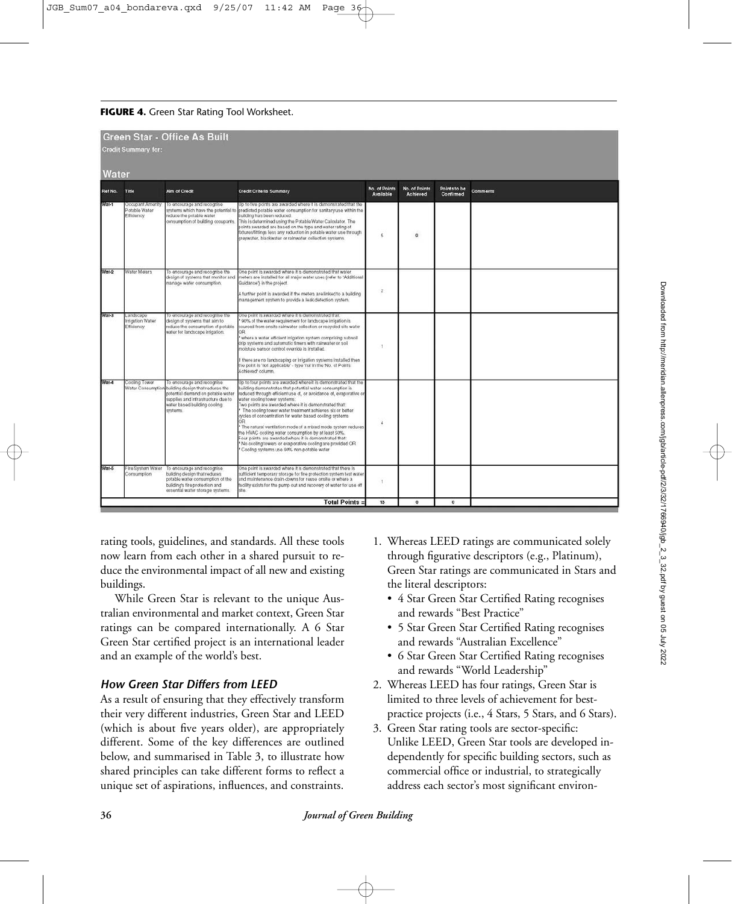**FIGURE 4.** Green Star Rating Tool Worksheet.

**Green Star - Office As Built**

Credit Summary for:

**Water**

| Ref No. | Title | Aim of Credit | Credit Criteria Summary | No. of Points Available | No. of Points Achieved | Points to be Confirmed | Comments |
|---|---|---|---|---|---|---|---|
| Wat-1 | Occupant Amenity Potable Water Efficiency | To encourage and recognise systems which have the potential to reduce the potable water consumption of building occupants. | Up to five points are awarded where it is demonstrated that the predicted potable water consumption for sanitary use within the building has been reduced. This is determined using the Potable Water Calculator. The points awarded are based on the type and water rating of fixtures/fittings less any reduction in potable water use through greywater, blackwater or rainwater collection systems. | 5 | 0 | | |
| Wat-2 | Water Meters | To encourage and recognise the design of systems that monitor and manage water consumption. | One point is awarded where it is demonstrated that water meters are installed for all major water uses (refer to 'Additional Guidance') in the project. A further point is awarded if the meters are linked to a building management system to provide a leak detection system. | 2 | | | |
| Wat-3 | Landscape Irrigation Water Efficiency | To encourage and recognise the design of systems that aim to reduce the consumption of potable water for landscape irrigation. | One point is awarded where it is demonstrated that: * 90% of the water requirement for landscape irrigation is sourced from onsite rainwater collection or recycled site water OR * where a water efficient irrigation system comprising subsoil drip systems and automatic timers with rainwater or soil moisture sensor control override is installed. If there are no landscaping or irrigation systems installed then the point is 'not applicable' - type 'na' in the 'No. of Points Achieved' column. | 1 | | | |
| Wat-4 | Cooling Tower Water Consumption | To encourage and recognise building design that reduces the potential demand on potable water supplies and infrastructure due to water based building cooling systems. | Up to four points are awarded where it is demonstrated that the building demonstrates that potential water consumption is reduced through efficient use of, or avoidance of, evaporative or water cooling tower systems. Two points are awarded where it is demonstrated that: * The cooling tower water treatment achieves six or better cycles of concentration for water based cooling systems OR * The natural ventilation mode of a mixed mode system reduces the HVAC cooling water consumption by at least 50%. Four points are awarded where it is demonstrated that: * No cooling towers or evaporative cooling are provided OR * Cooling systems use 90% non-potable water | 4 | | | |
| Wat-5 | Fire System Water Consumption | To encourage and recognise building design that reduces potable water consumption of the building's fire protection and essential water storage systems. | One point is awarded where it is demonstrated that there is sufficient temporary storage for fire protection system test water and maintenance drain-downs for reuse onsite or where a facility exists for the pump out and recovery of water for use off site. | 1 | | | |
| | | | **Total Points =** | 13 | 0 | 0 | |

rating tools, guidelines, and standards. All these tools now learn from each other in a shared pursuit to reduce the environmental impact of all new and existing buildings.

While Green Star is relevant to the unique Australian environmental and market context, Green Star ratings can be compared internationally. A 6 Star Green Star certified project is an international leader and an example of the world's best.

### *How Green Star Differs from LEED*

As a result of ensuring that they effectively transform their very different industries, Green Star and LEED (which is about five years older), are appropriately different. Some of the key differences are outlined below, and summarised in Table 3, to illustrate how shared principles can take different forms to reflect a unique set of aspirations, influences, and constraints.

1. Whereas LEED ratings are communicated solely through figurative descriptors (e.g., Platinum), Green Star ratings are communicated in Stars and the literal descriptors:
   - 4 Star Green Star Certified Rating recognises and rewards "Best Practice"
   - 5 Star Green Star Certified Rating recognises and rewards "Australian Excellence"
   - 6 Star Green Star Certified Rating recognises and rewards "World Leadership"
2. Whereas LEED has four ratings, Green Star is limited to three levels of achievement for best-practice projects (i.e., 4 Stars, 5 Stars, and 6 Stars).
3. Green Star rating tools are sector-specific: Unlike LEED, Green Star tools are developed independently for specific building sectors, such as commercial office or industrial, to strategically address each sector's most significant environ-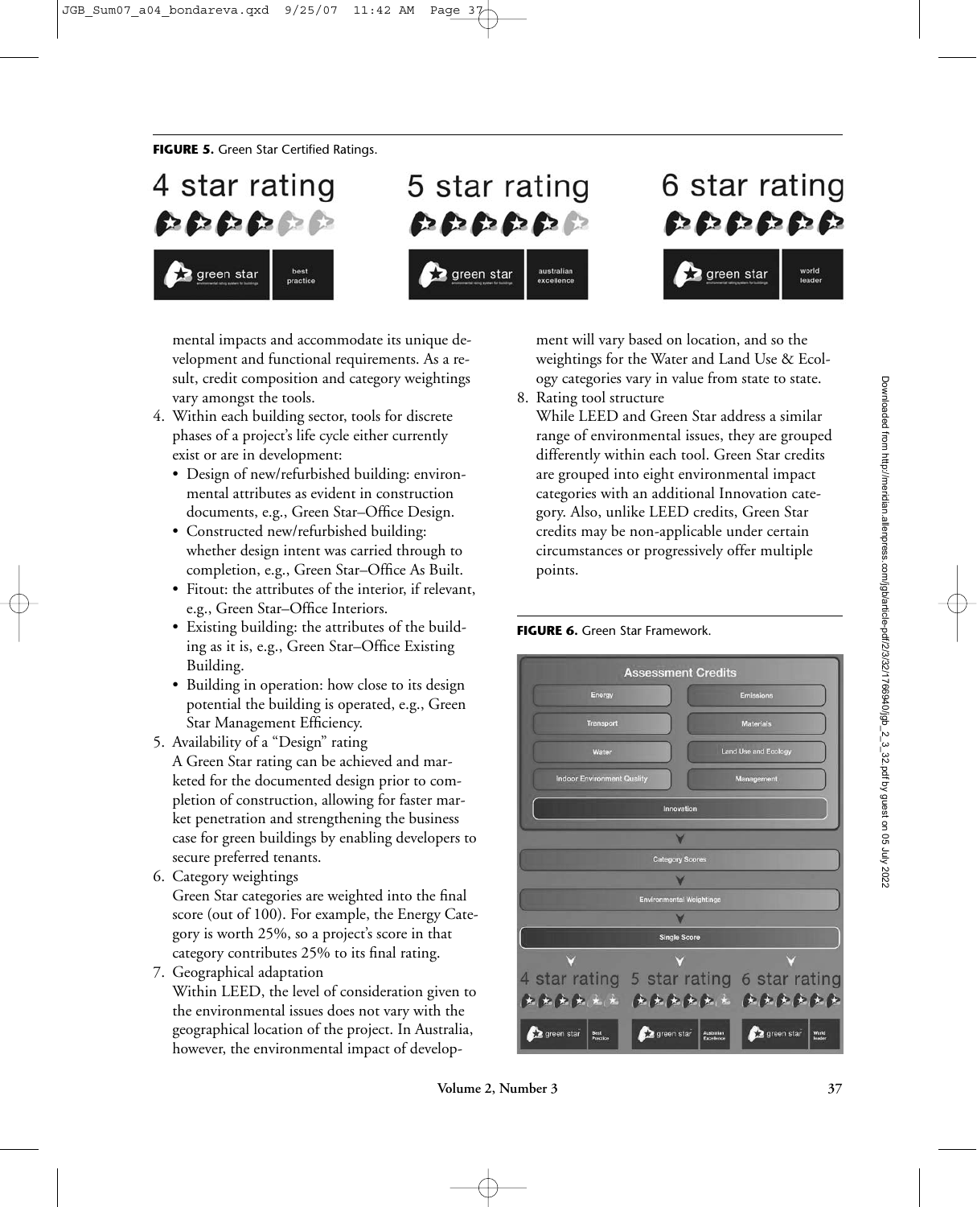**FIGURE 5.** Green Star Certified Ratings.

mental impacts and accommodate its unique development and functional requirements. As a result, credit composition and category weightings vary amongst the tools.

4. Within each building sector, tools for discrete phases of a project's life cycle either currently exist or are in development:
   - Design of new/refurbished building: environmental attributes as evident in construction documents, e.g., Green Star–Office Design.
   - Constructed new/refurbished building: whether design intent was carried through to completion, e.g., Green Star–Office As Built.
   - Fitout: the attributes of the interior, if relevant, e.g., Green Star–Office Interiors.
   - Existing building: the attributes of the building as it is, e.g., Green Star–Office Existing Building.
   - Building in operation: how close to its design potential the building is operated, e.g., Green Star Management Efficiency.
5. Availability of a "Design" rating
   A Green Star rating can be achieved and marketed for the documented design prior to completion of construction, allowing for faster market penetration and strengthening the business case for green buildings by enabling developers to secure preferred tenants.
6. Category weightings
   Green Star categories are weighted into the final score (out of 100). For example, the Energy Category is worth 25%, so a project's score in that category contributes 25% to its final rating.
7. Geographical adaptation
   Within LEED, the level of consideration given to the environmental issues does not vary with the geographical location of the project. In Australia, however, the environmental impact of development will vary based on location, and so the weightings for the Water and Land Use & Ecology categories vary in value from state to state.
8. Rating tool structure
   While LEED and Green Star address a similar range of environmental issues, they are grouped differently within each tool. Green Star credits are grouped into eight environmental impact categories with an additional Innovation category. Also, unlike LEED credits, Green Star credits may be non-applicable under certain circumstances or progressively offer multiple points.

**FIGURE 6.** Green Star Framework.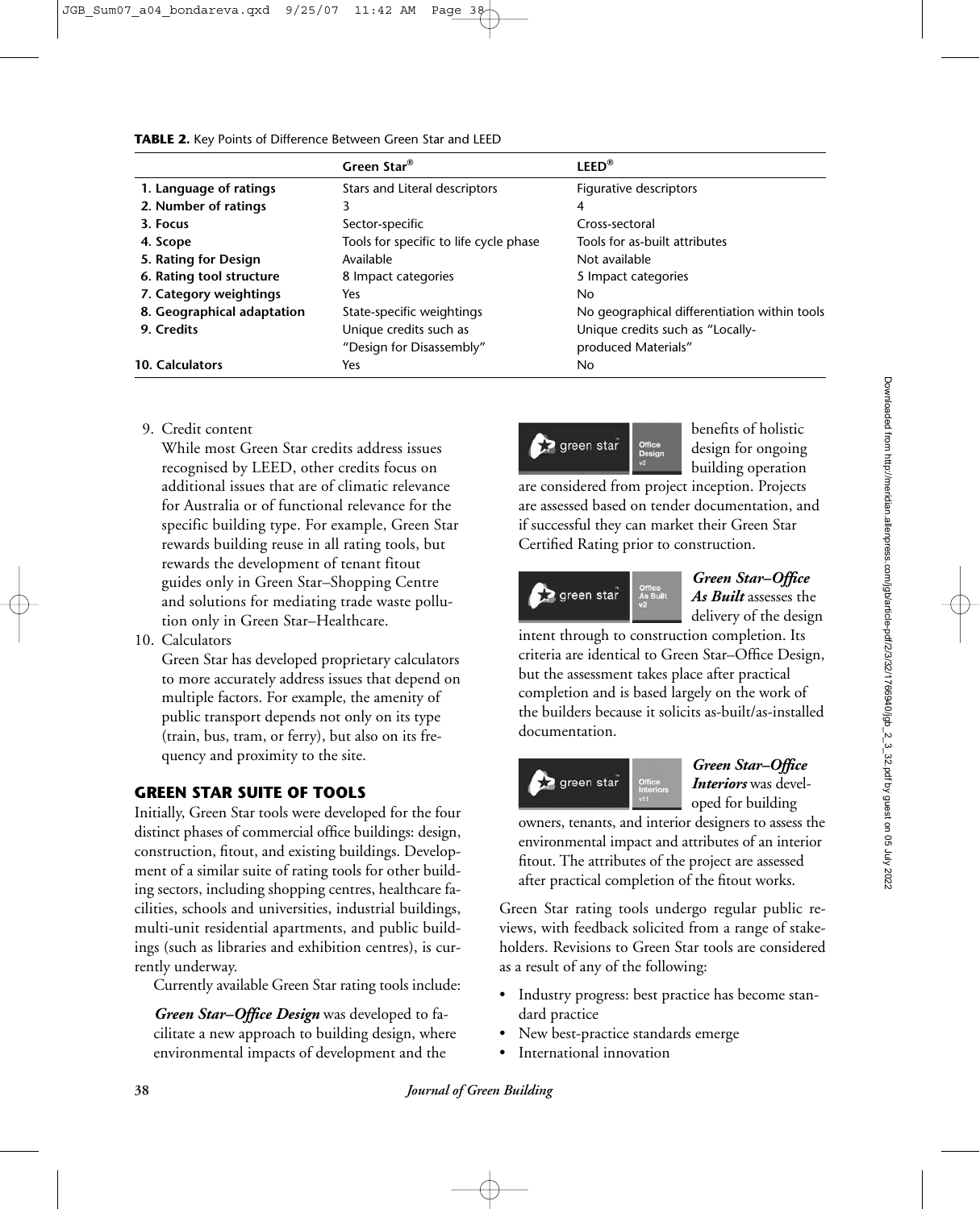**TABLE 2.** Key Points of Difference Between Green Star and LEED

| | Green Star® | LEED® |
|---|---|---|
| **1. Language of ratings** | Stars and Literal descriptors | Figurative descriptors |
| **2. Number of ratings** | 3 | 4 |
| **3. Focus** | Sector-specific | Cross-sectoral |
| **4. Scope** | Tools for specific to life cycle phase | Tools for as-built attributes |
| **5. Rating for Design** | Available | Not available |
| **6. Rating tool structure** | 8 Impact categories | 5 Impact categories |
| **7. Category weightings** | Yes | No |
| **8. Geographical adaptation** | State-specific weightings | No geographical differentiation within tools |
| **9. Credits** | Unique credits such as "Design for Disassembly" | Unique credits such as "Locally-produced Materials" |
| **10. Calculators** | Yes | No |

9. Credit content

   While most Green Star credits address issues recognised by LEED, other credits focus on additional issues that are of climatic relevance for Australia or of functional relevance for the specific building type. For example, Green Star rewards building reuse in all rating tools, but rewards the development of tenant fitout guides only in Green Star–Shopping Centre and solutions for mediating trade waste pollution only in Green Star–Healthcare.

10. Calculators

    Green Star has developed proprietary calculators to more accurately address issues that depend on multiple factors. For example, the amenity of public transport depends not only on its type (train, bus, tram, or ferry), but also on its frequency and proximity to the site.

## GREEN STAR SUITE OF TOOLS

Initially, Green Star tools were developed for the four distinct phases of commercial office buildings: design, construction, fitout, and existing buildings. Development of a similar suite of rating tools for other building sectors, including shopping centres, healthcare facilities, schools and universities, industrial buildings, multi-unit residential apartments, and public buildings (such as libraries and exhibition centres), is currently underway.

Currently available Green Star rating tools include:

***Green Star–Office Design*** was developed to facilitate a new approach to building design, where environmental impacts of development and the benefits of holistic design for ongoing building operation are considered from project inception. Projects are assessed based on tender documentation, and if successful they can market their Green Star Certified Rating prior to construction.

***Green Star–Office As Built*** assesses the delivery of the design intent through to construction completion. Its criteria are identical to Green Star–Office Design, but the assessment takes place after practical completion and is based largely on the work of the builders because it solicits as-built/as-installed documentation.

***Green Star–Office Interiors*** was developed for building owners, tenants, and interior designers to assess the environmental impact and attributes of an interior fitout. The attributes of the project are assessed after practical completion of the fitout works.

Green Star rating tools undergo regular public reviews, with feedback solicited from a range of stakeholders. Revisions to Green Star tools are considered as a result of any of the following:

- Industry progress: best practice has become standard practice
- New best-practice standards emerge
- International innovation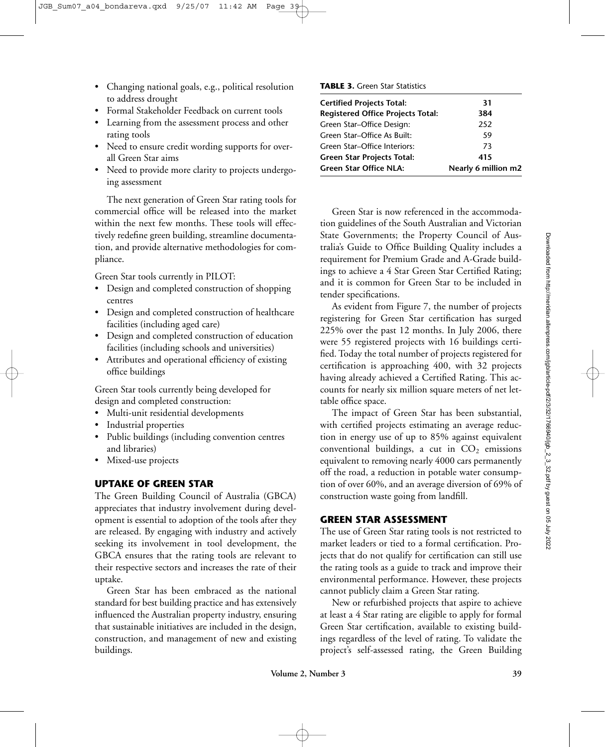- Changing national goals, e.g., political resolution to address drought
- Formal Stakeholder Feedback on current tools
- Learning from the assessment process and other rating tools
- Need to ensure credit wording supports for overall Green Star aims
- Need to provide more clarity to projects undergoing assessment

The next generation of Green Star rating tools for commercial office will be released into the market within the next few months. These tools will effectively redefine green building, streamline documentation, and provide alternative methodologies for compliance.

Green Star tools currently in PILOT:
- Design and completed construction of shopping centres
- Design and completed construction of healthcare facilities (including aged care)
- Design and completed construction of education facilities (including schools and universities)
- Attributes and operational efficiency of existing office buildings

Green Star tools currently being developed for design and completed construction:
- Multi-unit residential developments
- Industrial properties
- Public buildings (including convention centres and libraries)
- Mixed-use projects

## UPTAKE OF GREEN STAR

The Green Building Council of Australia (GBCA) appreciates that industry involvement during development is essential to adoption of the tools after they are released. By engaging with industry and actively seeking its involvement in tool development, the GBCA ensures that the rating tools are relevant to their respective sectors and increases the rate of their uptake.

Green Star has been embraced as the national standard for best building practice and has extensively influenced the Australian property industry, ensuring that sustainable initiatives are included in the design, construction, and management of new and existing buildings.

**TABLE 3.** Green Star Statistics

| | |
|---|---|
| **Certified Projects Total:** | **31** |
| **Registered Office Projects Total:** | **384** |
| Green Star–Office Design: | 252 |
| Green Star–Office As Built: | 59 |
| Green Star–Office Interiors: | 73 |
| **Green Star Projects Total:** | **415** |
| **Green Star Office NLA:** | **Nearly 6 million m2** |

Green Star is now referenced in the accommodation guidelines of the South Australian and Victorian State Governments; the Property Council of Australia's Guide to Office Building Quality includes a requirement for Premium Grade and A-Grade buildings to achieve a 4 Star Green Star Certified Rating; and it is common for Green Star to be included in tender specifications.

As evident from Figure 7, the number of projects registering for Green Star certification has surged 225% over the past 12 months. In July 2006, there were 55 registered projects with 16 buildings certified. Today the total number of projects registered for certification is approaching 400, with 32 projects having already achieved a Certified Rating. This accounts for nearly six million square meters of net lettable office space.

The impact of Green Star has been substantial, with certified projects estimating an average reduction in energy use of up to 85% against equivalent conventional buildings, a cut in $CO_2$ emissions equivalent to removing nearly 4000 cars permanently off the road, a reduction in potable water consumption of over 60%, and an average diversion of 69% of construction waste going from landfill.

## GREEN STAR ASSESSMENT

The use of Green Star rating tools is not restricted to market leaders or tied to a formal certification. Projects that do not qualify for certification can still use the rating tools as a guide to track and improve their environmental performance. However, these projects cannot publicly claim a Green Star rating.

New or refurbished projects that aspire to achieve at least a 4 Star rating are eligible to apply for formal Green Star certification, available to existing buildings regardless of the level of rating. To validate the project's self-assessed rating, the Green Building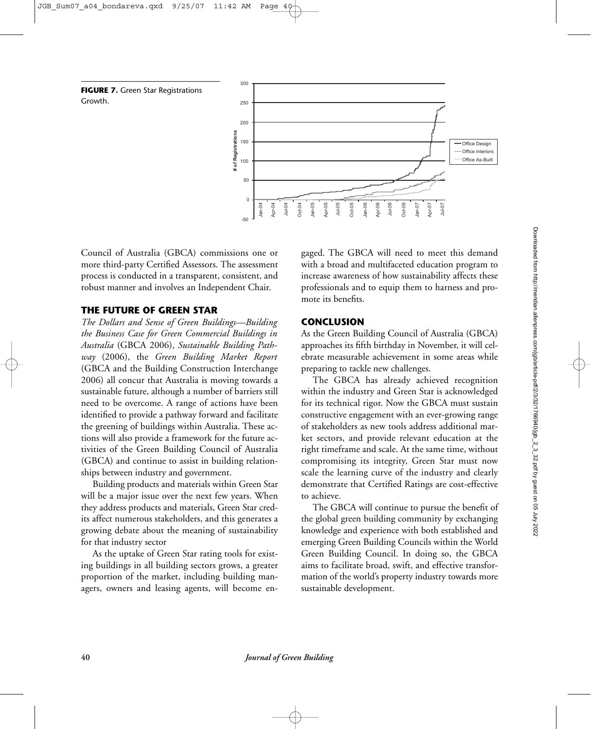**FIGURE 7.** Green Star Registrations Growth.

300
250
200
150
100
50
0
-50

# of Registrations

Jan-04
Apr-04
Jul-04
Oct-04
Jan-05
Apr-05
Jul-05
Oct-05
Jan-06
Apr-06
Jul-06
Oct-06
Jan-07
Apr-07
Jul-07

Office Design
Office Interiors
Office As-Built

Council of Australia (GBCA) commissions one or more third-party Certified Assessors. The assessment process is conducted in a transparent, consistent, and robust manner and involves an Independent Chair.

## THE FUTURE OF GREEN STAR

*The Dollars and Sense of Green Buildings—Building the Business Case for Green Commercial Buildings in Australia* (GBCA 2006), *Sustainable Building Pathway* (2006), the *Green Building Market Report* (GBCA and the Building Construction Interchange 2006) all concur that Australia is moving towards a sustainable future, although a number of barriers still need to be overcome. A range of actions have been identified to provide a pathway forward and facilitate the greening of buildings within Australia. These actions will also provide a framework for the future activities of the Green Building Council of Australia (GBCA) and continue to assist in building relationships between industry and government.

Building products and materials within Green Star will be a major issue over the next few years. When they address products and materials, Green Star credits affect numerous stakeholders, and this generates a growing debate about the meaning of sustainability for that industry sector

As the uptake of Green Star rating tools for existing buildings in all building sectors grows, a greater proportion of the market, including building managers, owners and leasing agents, will become engaged. The GBCA will need to meet this demand with a broad and multifaceted education program to increase awareness of how sustainability affects these professionals and to equip them to harness and promote its benefits.

## CONCLUSION

As the Green Building Council of Australia (GBCA) approaches its fifth birthday in November, it will celebrate measurable achievement in some areas while preparing to tackle new challenges.

The GBCA has already achieved recognition within the industry and Green Star is acknowledged for its technical rigor. Now the GBCA must sustain constructive engagement with an ever-growing range of stakeholders as new tools address additional market sectors, and provide relevant education at the right timeframe and scale. At the same time, without compromising its integrity, Green Star must now scale the learning curve of the industry and clearly demonstrate that Certified Ratings are cost-effective to achieve.

The GBCA will continue to pursue the benefit of the global green building community by exchanging knowledge and experience with both established and emerging Green Building Councils within the World Green Building Council. In doing so, the GBCA aims to facilitate broad, swift, and effective transformation of the world's property industry towards more sustainable development.